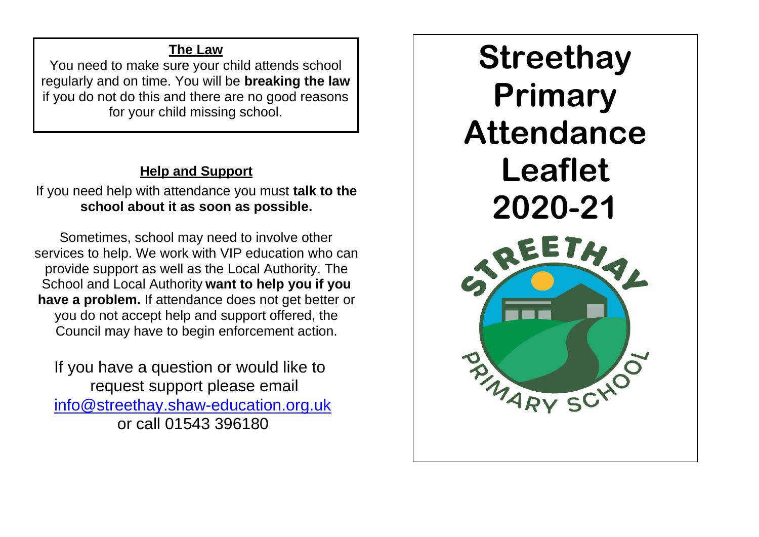## The Law

You need to make sure your child attends school regularly and on time. You will be **breaking the law** if you do not do this and there are no good reasons for your child missing school.

## Help and Support

If you need help with attendance you must **talk to the school about it as soon as possible.**

Sometimes, school may need to involve other services to help. We work with VIP education who can provide support as well as the Local Authority. The School and Local Authority **want to help you if you have a problem.** If attendance does not get better or you do not accept help and support offered, the Council may have to begin enforcement action.

If you have a question or would like to request support please email [info@streethay.shaw-education.org.uk](mailto:info@streethay.shaw-education.org.uk) or call 01543 396180

# Streethay Primary Attendance Leaflet 2020-21

STREETHAY PRIMARY SCHOOL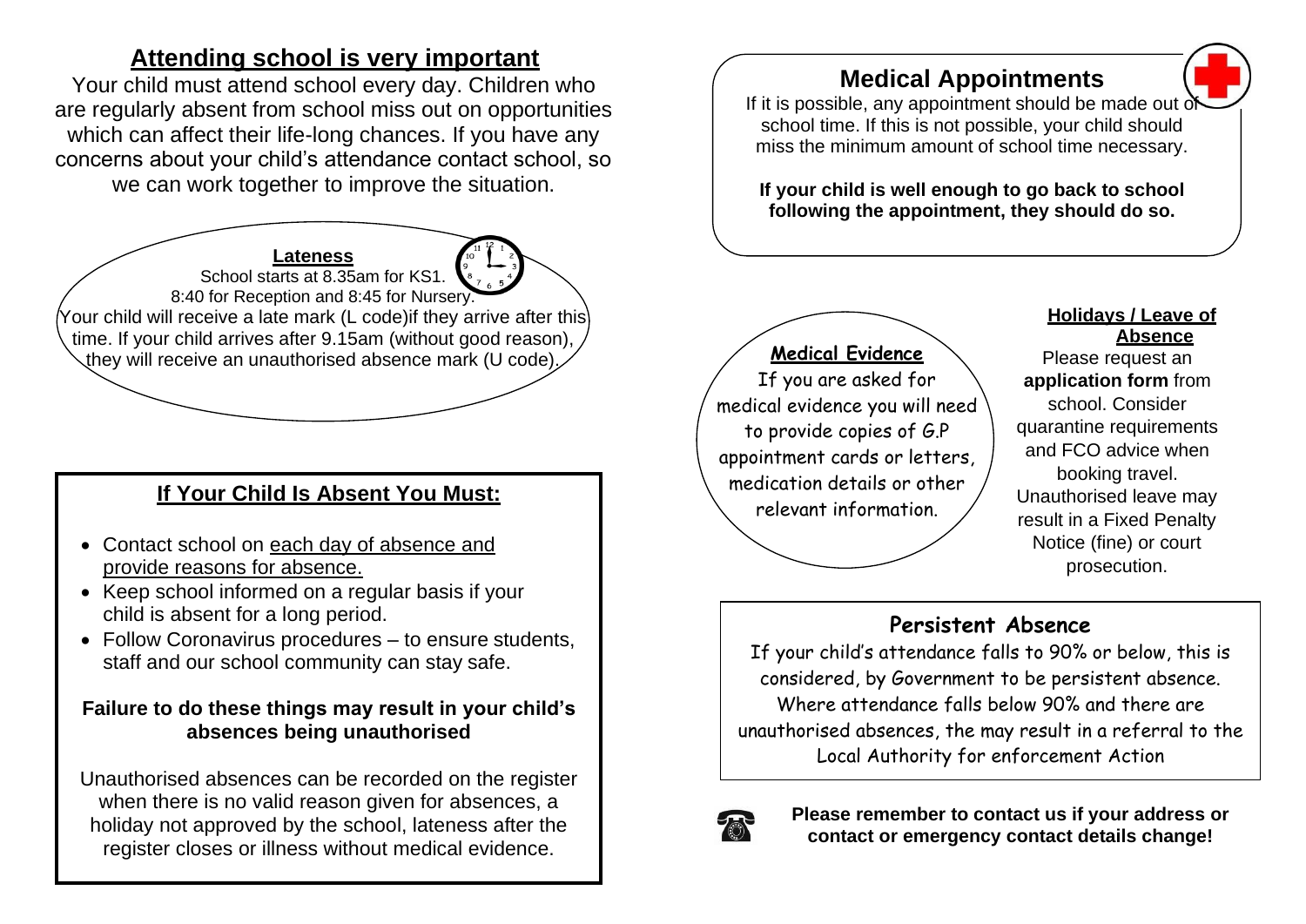## Attending school is very important

Your child must attend school every day. Children who are regularly absent from school miss out on opportunities which can affect their life-long chances. If you have any concerns about your child's attendance contact school, so we can work together to improve the situation.

### Lateness

School starts at 8.35am for KS1.
8:40 for Reception and 8:45 for Nursery.
Your child will receive a late mark (L code)if they arrive after this time. If your child arrives after 9.15am (without good reason), they will receive an unauthorised absence mark (U code).

### If Your Child Is Absent You Must:

- Contact school on each day of absence and provide reasons for absence.
- Keep school informed on a regular basis if your child is absent for a long period.
- Follow Coronavirus procedures – to ensure students, staff and our school community can stay safe.

**Failure to do these things may result in your child's absences being unauthorised**

Unauthorised absences can be recorded on the register when there is no valid reason given for absences, a holiday not approved by the school, lateness after the register closes or illness without medical evidence.

## Medical Appointments

If it is possible, any appointment should be made out of school time. If this is not possible, your child should miss the minimum amount of school time necessary.

**If your child is well enough to go back to school following the appointment, they should do so.**

### Medical Evidence

If you are asked for medical evidence you will need to provide copies of G.P appointment cards or letters, medication details or other relevant information.

### Holidays / Leave of Absence

Please request an **application form** from school. Consider quarantine requirements and FCO advice when booking travel. Unauthorised leave may result in a Fixed Penalty Notice (fine) or court prosecution.

### Persistent Absence

If your child's attendance falls to 90% or below, this is considered, by Government to be persistent absence. Where attendance falls below 90% and there are unauthorised absences, the may result in a referral to the Local Authority for enforcement Action

**Please remember to contact us if your address or contact or emergency contact details change!**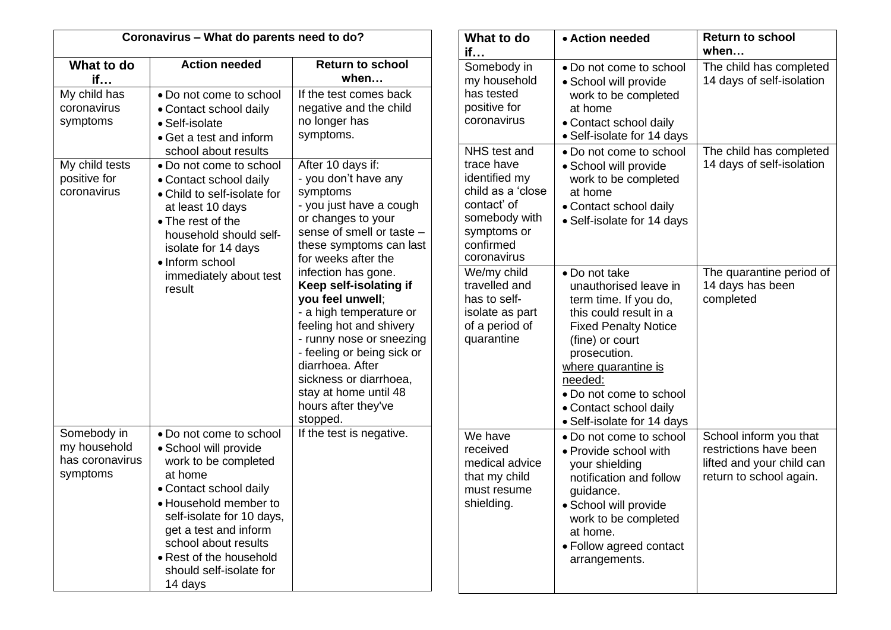| Coronavirus – What do parents need to do? | | |
|---|---|---|
| **What to do if…** | **Action needed** | **Return to school when…** |
| My child has coronavirus symptoms | • Do not come to school<br>• Contact school daily<br>• Self-isolate<br>• Get a test and inform school about results | If the test comes back negative and the child no longer has symptoms. |
| My child tests positive for coronavirus | • Do not come to school<br>• Contact school daily<br>• Child to self-isolate for at least 10 days<br>• The rest of the household should self-isolate for 14 days<br>• Inform school immediately about test result | After 10 days if:<br>- you don't have any symptoms<br>- you just have a cough or changes to your sense of smell or taste – these symptoms can last for weeks after the infection has gone.<br>**Keep self-isolating if you feel unwell**;<br>- a high temperature or feeling hot and shivery<br>- runny nose or sneezing<br>- feeling or being sick or diarrhoea. After sickness or diarrhoea, stay at home until 48 hours after they've stopped. |
| Somebody in my household has coronavirus symptoms | • Do not come to school<br>• School will provide work to be completed at home<br>• Contact school daily<br>• Household member to self-isolate for 10 days, get a test and inform school about results<br>• Rest of the household should self-isolate for 14 days | If the test is negative. |

| What to do if… | • Action needed | Return to school when… |
|---|---|---|
| Somebody in my household has tested positive for coronavirus | • Do not come to school<br>• School will provide work to be completed at home<br>• Contact school daily<br>• Self-isolate for 14 days | The child has completed 14 days of self-isolation |
| NHS test and trace have identified my child as a 'close contact' of somebody with symptoms or confirmed coronavirus | • Do not come to school<br>• School will provide work to be completed at home<br>• Contact school daily<br>• Self-isolate for 14 days | The child has completed 14 days of self-isolation |
| We/my child travelled and has to self-isolate as part of a period of quarantine | • Do not take unauthorised leave in term time. If you do, this could result in a Fixed Penalty Notice (fine) or court prosecution.<br>where quarantine is needed:<br>• Do not come to school<br>• Contact school daily<br>• Self-isolate for 14 days | The quarantine period of 14 days has been completed |
| We have received medical advice that my child must resume shielding. | • Do not come to school<br>• Provide school with your shielding notification and follow guidance.<br>• School will provide work to be completed at home.<br>• Follow agreed contact arrangements. | School inform you that restrictions have been lifted and your child can return to school again. |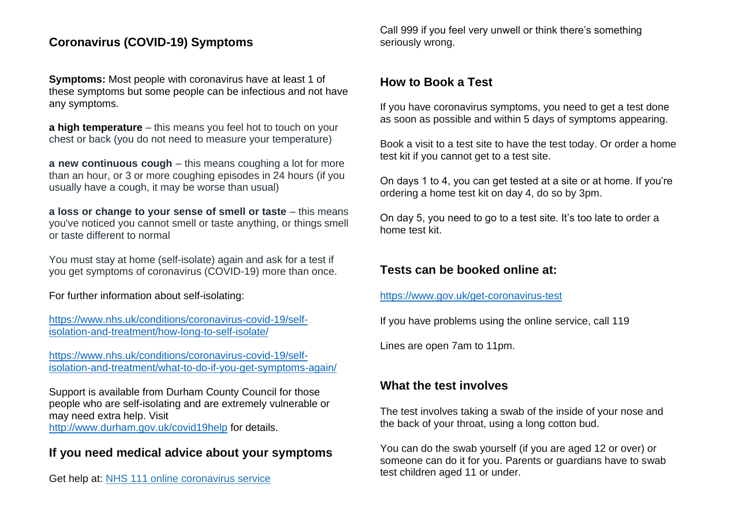## Coronavirus (COVID-19) Symptoms

**Symptoms:** Most people with coronavirus have at least 1 of these symptoms but some people can be infectious and not have any symptoms.

**a high temperature** – this means you feel hot to touch on your chest or back (you do not need to measure your temperature)

**a new continuous cough** – this means coughing a lot for more than an hour, or 3 or more coughing episodes in 24 hours (if you usually have a cough, it may be worse than usual)

**a loss or change to your sense of smell or taste** – this means you've noticed you cannot smell or taste anything, or things smell or taste different to normal

You must stay at home (self-isolate) again and ask for a test if you get symptoms of coronavirus (COVID-19) more than once.

For further information about self-isolating:

https://www.nhs.uk/conditions/coronavirus-covid-19/self-isolation-and-treatment/how-long-to-self-isolate/

https://www.nhs.uk/conditions/coronavirus-covid-19/self-isolation-and-treatment/what-to-do-if-you-get-symptoms-again/

Support is available from Durham County Council for those people who are self-isolating and are extremely vulnerable or may need extra help. Visit http://www.durham.gov.uk/covid19help for details.

## If you need medical advice about your symptoms

Get help at: NHS 111 online coronavirus service

Call 999 if you feel very unwell or think there's something seriously wrong.

## How to Book a Test

If you have coronavirus symptoms, you need to get a test done as soon as possible and within 5 days of symptoms appearing.

Book a visit to a test site to have the test today. Or order a home test kit if you cannot get to a test site.

On days 1 to 4, you can get tested at a site or at home. If you're ordering a home test kit on day 4, do so by 3pm.

On day 5, you need to go to a test site. It's too late to order a home test kit.

## Tests can be booked online at:

https://www.gov.uk/get-coronavirus-test

If you have problems using the online service, call 119

Lines are open 7am to 11pm.

## What the test involves

The test involves taking a swab of the inside of your nose and the back of your throat, using a long cotton bud.

You can do the swab yourself (if you are aged 12 or over) or someone can do it for you. Parents or guardians have to swab test children aged 11 or under.